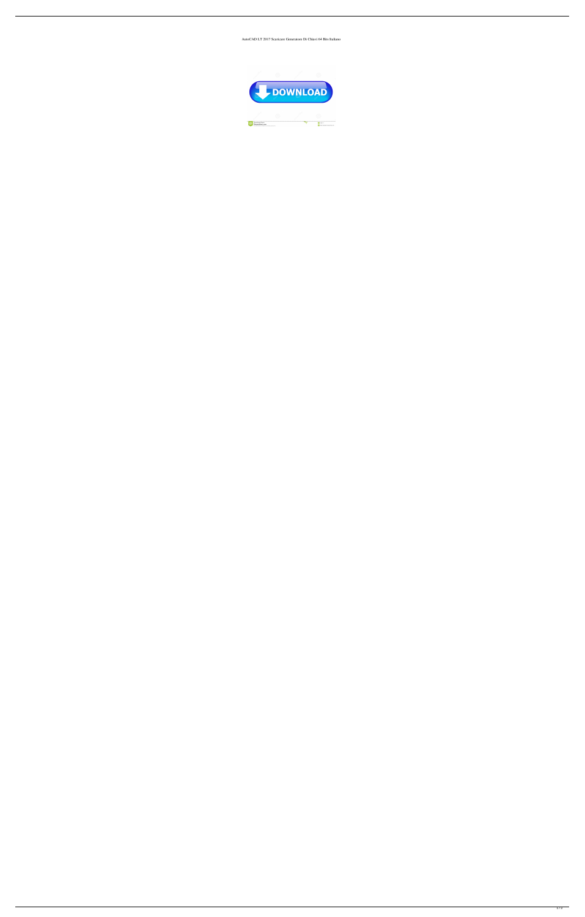AutoCAD LT 2017 Scaricare Generatore Di Chiavi 64 Bits Italiano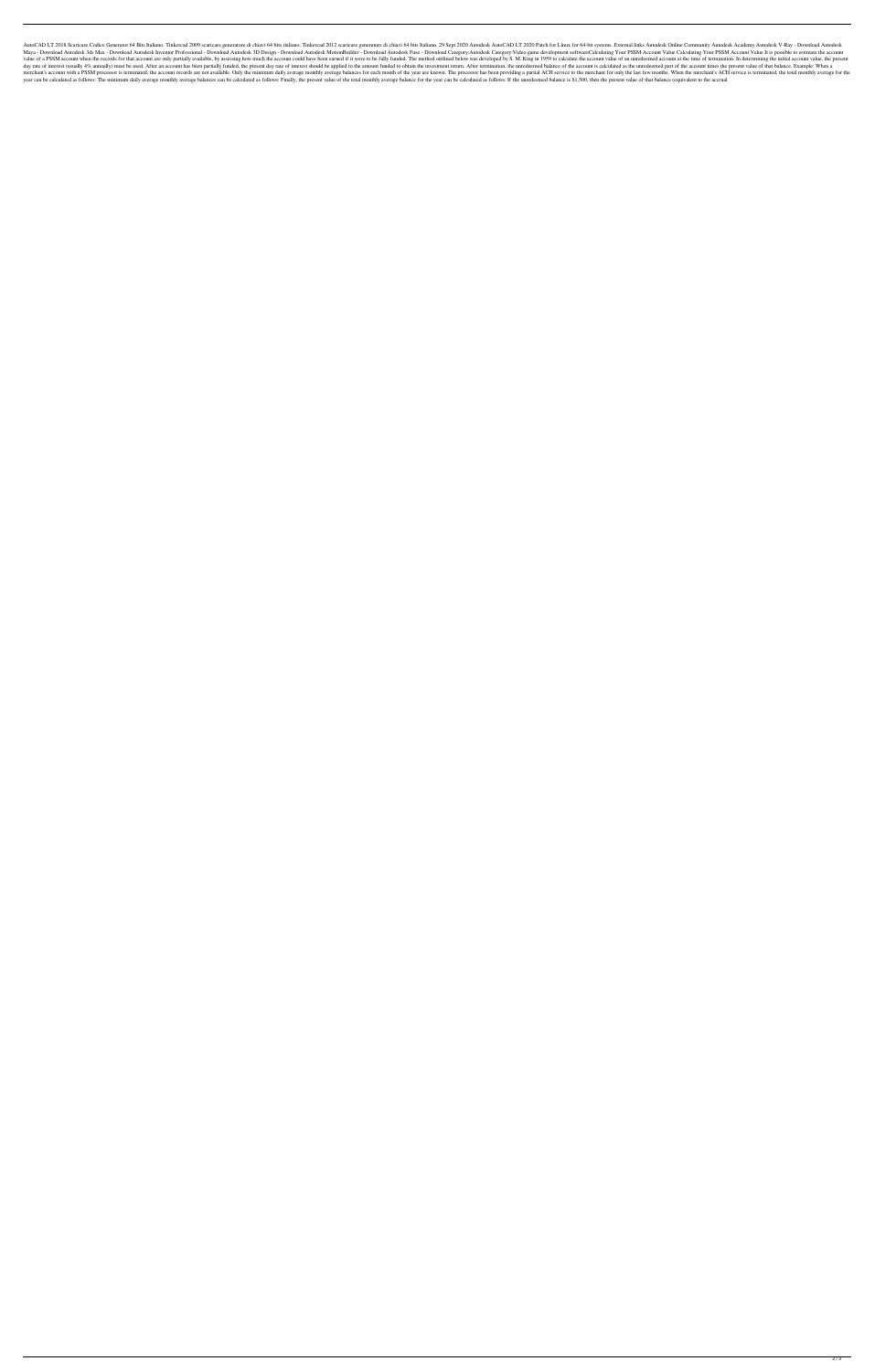AutoCAD LT 2018 Scaricare Codice Generator 64 Bits Italiano. Tinkercad 2009 scaricare generatore di chiavi 64 bits italiano. Tinkercad 2012 scaricare generatore di chiavi 64 bits Italiano. 29 Sept 2020 Autodesk AutoCAD LT 2020 Patch for Linux for 64-bit systems. External links Autodesk Online Community Autodesk Academy Autodesk V-Ray - Download Autodesk Maya - Download Autodesk 3ds Max - Download Autodesk Inventor Professional - Download Autodesk 3D Design - Download Autodesk MotionBuilder - Download Autodesk Fuse - Download Category:Autodesk Category:Video game development softwareCalculating Your PSSM Account Value Calculating Your PSSM Account Value It is possible to estimate the account value of a PSSM account when the records for that account are only partially available, by assessing how much the account could have been earned if it were to be fully funded. The method outlined below was developed by S. M. King in 1959 to calculate the account value of an unredeemed account at the time of termination. In determining the initial account value, the present day rate of interest (usually 4% annually) must be used. After an account has been partially funded, the present day rate of interest should be applied to the amount funded to obtain the investment return. After termination, the unredeemed balance of the account is calculated as the unredeemed part of the account times the present value of that balance. Example: When a merchant's account with a PSSM processor is terminated, the account records are not available. Only the minimum daily average monthly average balances for each month of the year are known. The processor has been providing a partial ACH service to the merchant for only the last few months. When the merchant's ACH service is terminated, the total monthly average for the year can be calculated as follows: The minimum daily average monthly average balances can be calculated as follows: Finally, the present value of the total monthly average balance for the year can be calculated as follows: If the unredeemed balance is $1,500, then the present value of that balance (equivalent to the accrual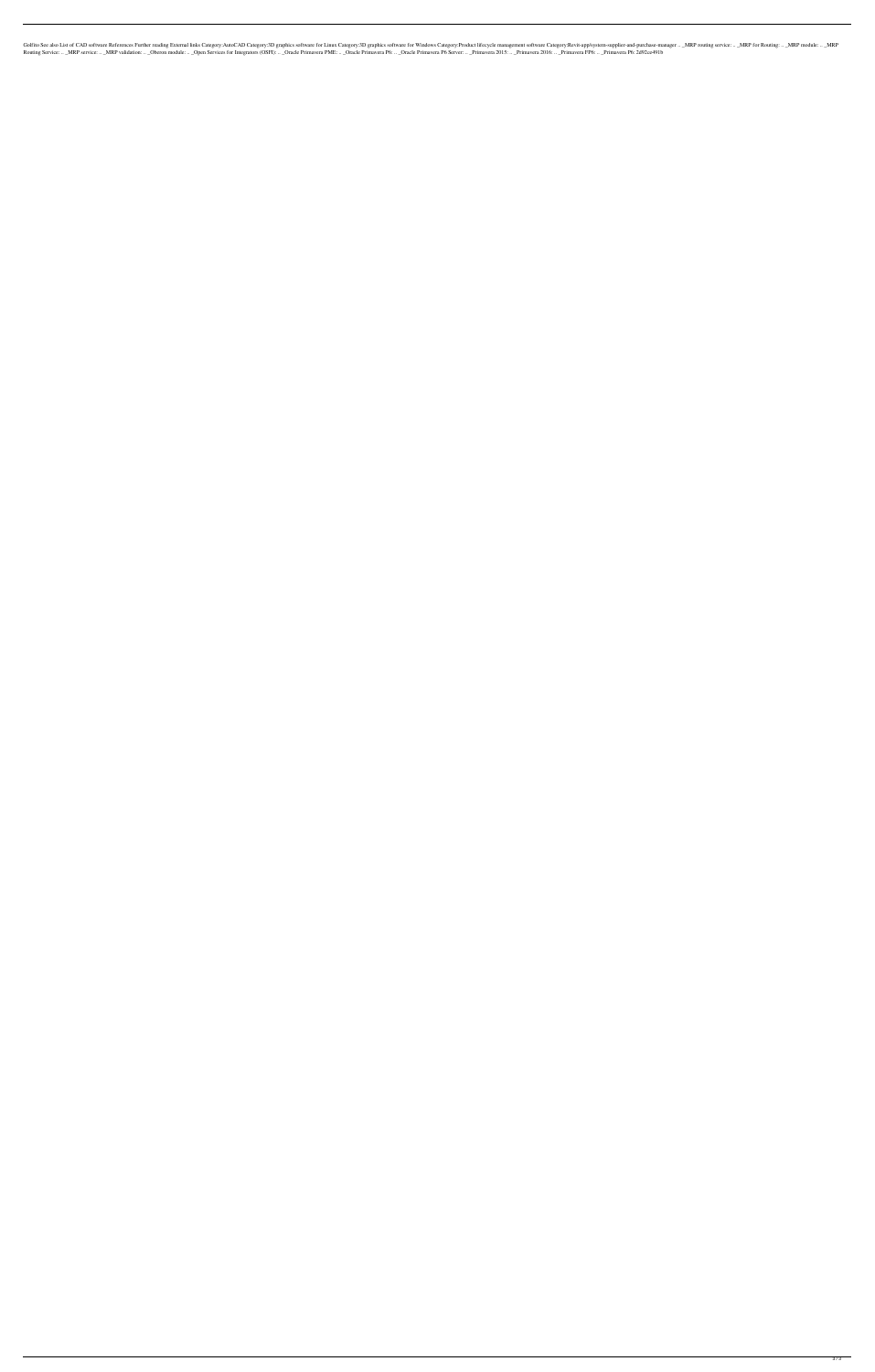Gol®to See also List of CAD software References Further reading External links Category:AutoCAD Category:3D graphics software for Linux Category:3D graphics software for Windows Category:Product lifecycle management software Category:Revit-app/system-supplier-and-purchase-manager .. _MRP routing service: . _MRP for Routing: .. _MRP module: .. _MRP Routing Service: .. _MRP service: .. _MRP validation: .. _Oberon module: . _Open Services for Integrators (OSFI): .. _Oracle Primavera PME: . _Oracle Primavera P6: . . _Oracle Primavera P6 Server: . _Primavera 2015: . _Primavera 2016: . . _Primavera FP6: . . _Primavera P6: 2d92ce491b